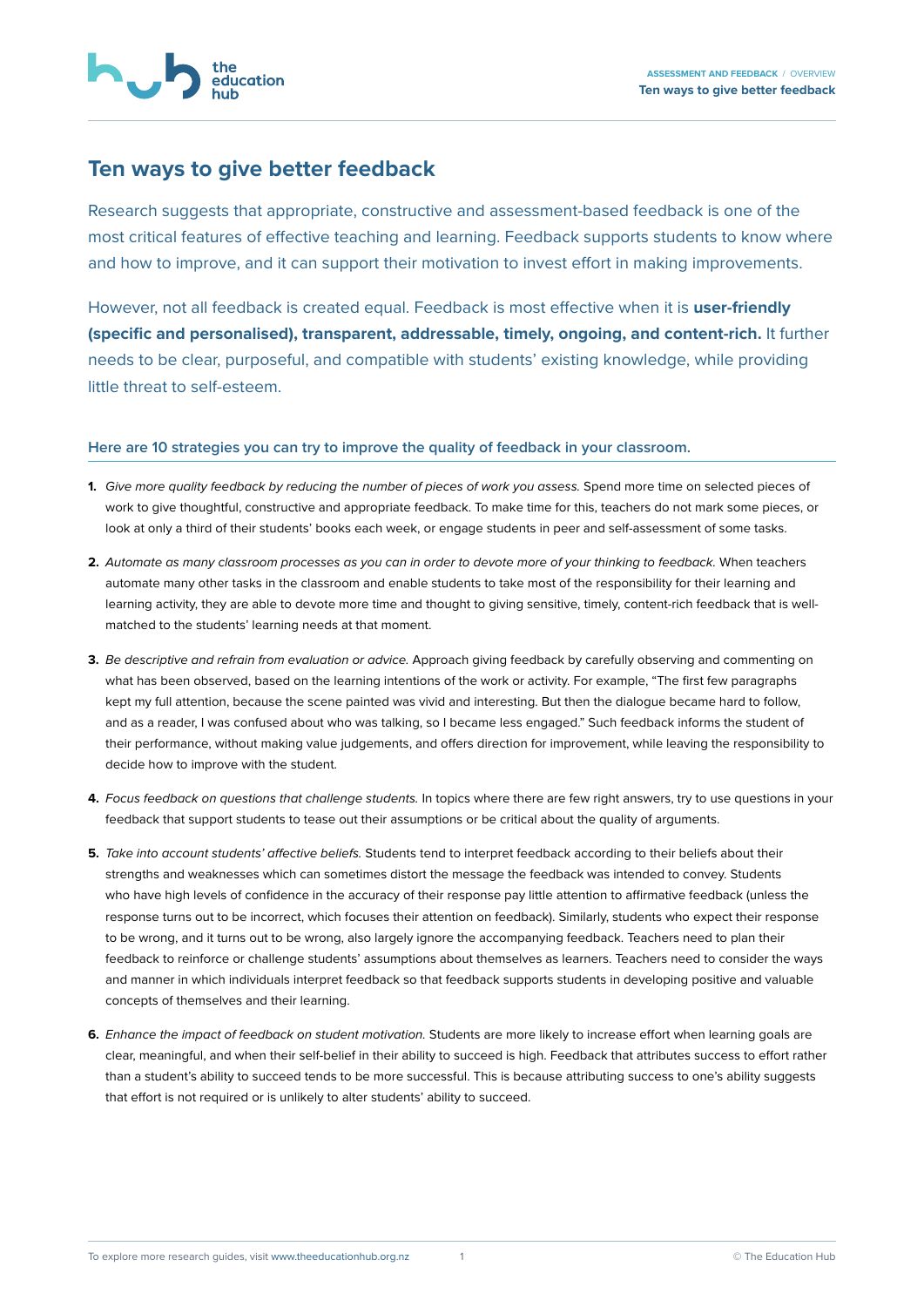# Ten ways to give better feedback

Research suggests that appropriate, constructive and assessment-based feedback is one of the most critical features of effective teaching and learning. Feedback supports students to know where and how to improve, and it can support their motivation to invest effort in making improvements.

However, not all feedback is created equal. Feedback is most effective when it is **user-friendly (specific and personalised), transparent, addressable, timely, ongoing, and content-rich.** It further needs to be clear, purposeful, and compatible with students' existing knowledge, while providing little threat to self-esteem.

### Here are 10 strategies you can try to improve the quality of feedback in your classroom.

1. *Give more quality feedback by reducing the number of pieces of work you assess.* Spend more time on selected pieces of work to give thoughtful, constructive and appropriate feedback. To make time for this, teachers do not mark some pieces, or look at only a third of their students' books each week, or engage students in peer and self-assessment of some tasks.

2. *Automate as many classroom processes as you can in order to devote more of your thinking to feedback.* When teachers automate many other tasks in the classroom and enable students to take most of the responsibility for their learning and learning activity, they are able to devote more time and thought to giving sensitive, timely, content-rich feedback that is well-matched to the students' learning needs at that moment.

3. *Be descriptive and refrain from evaluation or advice.* Approach giving feedback by carefully observing and commenting on what has been observed, based on the learning intentions of the work or activity. For example, "The first few paragraphs kept my full attention, because the scene painted was vivid and interesting. But then the dialogue became hard to follow, and as a reader, I was confused about who was talking, so I became less engaged." Such feedback informs the student of their performance, without making value judgements, and offers direction for improvement, while leaving the responsibility to decide how to improve with the student.

4. *Focus feedback on questions that challenge students.* In topics where there are few right answers, try to use questions in your feedback that support students to tease out their assumptions or be critical about the quality of arguments.

5. *Take into account students' affective beliefs.* Students tend to interpret feedback according to their beliefs about their strengths and weaknesses which can sometimes distort the message the feedback was intended to convey. Students who have high levels of confidence in the accuracy of their response pay little attention to affirmative feedback (unless the response turns out to be incorrect, which focuses their attention on feedback). Similarly, students who expect their response to be wrong, and it turns out to be wrong, also largely ignore the accompanying feedback. Teachers need to plan their feedback to reinforce or challenge students' assumptions about themselves as learners. Teachers need to consider the ways and manner in which individuals interpret feedback so that feedback supports students in developing positive and valuable concepts of themselves and their learning.

6. *Enhance the impact of feedback on student motivation.* Students are more likely to increase effort when learning goals are clear, meaningful, and when their self-belief in their ability to succeed is high. Feedback that attributes success to effort rather than a student's ability to succeed tends to be more successful. This is because attributing success to one's ability suggests that effort is not required or is unlikely to alter students' ability to succeed.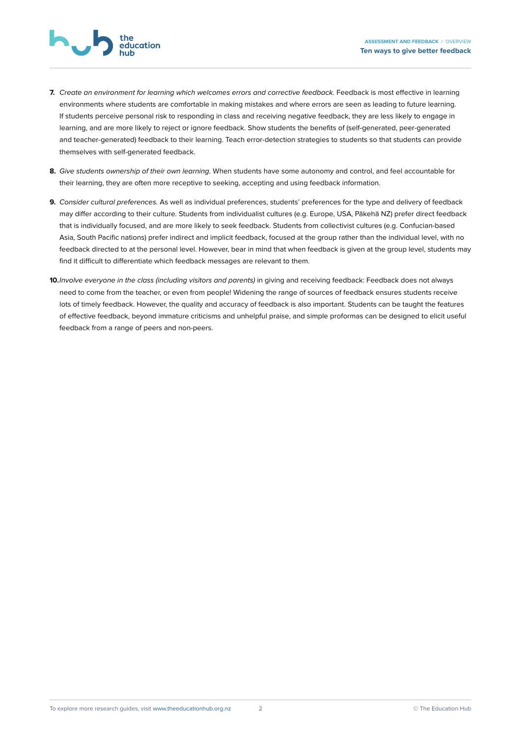7. *Create an environment for learning which welcomes errors and corrective feedback.* Feedback is most effective in learning environments where students are comfortable in making mistakes and where errors are seen as leading to future learning. If students perceive personal risk to responding in class and receiving negative feedback, they are less likely to engage in learning, and are more likely to reject or ignore feedback. Show students the benefits of (self-generated, peer-generated and teacher-generated) feedback to their learning. Teach error-detection strategies to students so that students can provide themselves with self-generated feedback.

8. *Give students ownership of their own learning.* When students have some autonomy and control, and feel accountable for their learning, they are often more receptive to seeking, accepting and using feedback information.

9. *Consider cultural preferences.* As well as individual preferences, students' preferences for the type and delivery of feedback may differ according to their culture. Students from individualist cultures (e.g. Europe, USA, Pākehā NZ) prefer direct feedback that is individually focused, and are more likely to seek feedback. Students from collectivist cultures (e.g. Confucian-based Asia, South Pacific nations) prefer indirect and implicit feedback, focused at the group rather than the individual level, with no feedback directed to at the personal level. However, bear in mind that when feedback is given at the group level, students may find it difficult to differentiate which feedback messages are relevant to them.

10. *Involve everyone in the class (including visitors and parents)* in giving and receiving feedback: Feedback does not always need to come from the teacher, or even from people! Widening the range of sources of feedback ensures students receive lots of timely feedback. However, the quality and accuracy of feedback is also important. Students can be taught the features of effective feedback, beyond immature criticisms and unhelpful praise, and simple proformas can be designed to elicit useful feedback from a range of peers and non-peers.